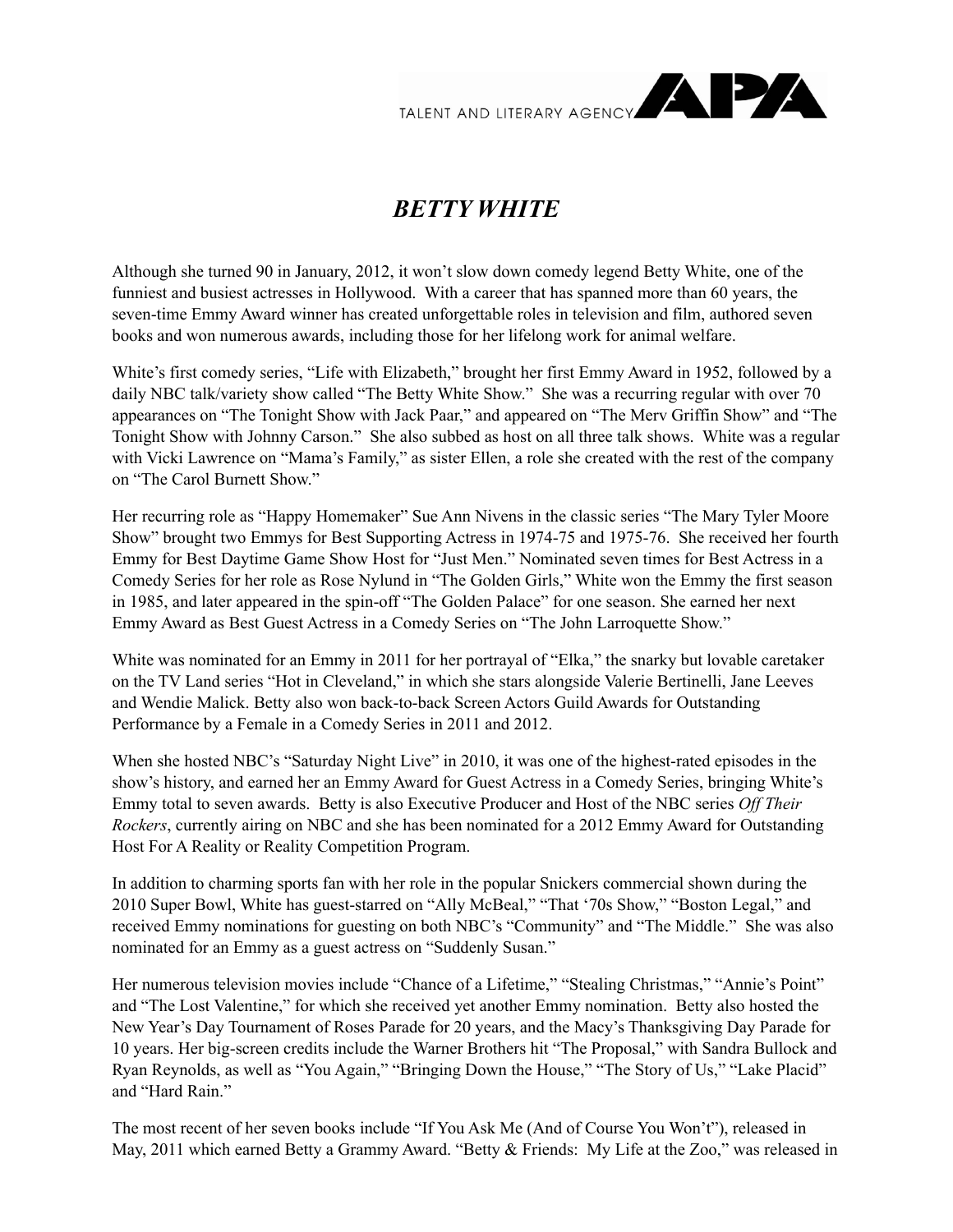TALENT AND LITERARY AGENCY APA

# *BETTY WHITE*

Although she turned 90 in January, 2012, it won't slow down comedy legend Betty White, one of the funniest and busiest actresses in Hollywood. With a career that has spanned more than 60 years, the seven-time Emmy Award winner has created unforgettable roles in television and film, authored seven books and won numerous awards, including those for her lifelong work for animal welfare.

White's first comedy series, "Life with Elizabeth," brought her first Emmy Award in 1952, followed by a daily NBC talk/variety show called "The Betty White Show." She was a recurring regular with over 70 appearances on "The Tonight Show with Jack Paar," and appeared on "The Merv Griffin Show" and "The Tonight Show with Johnny Carson." She also subbed as host on all three talk shows. White was a regular with Vicki Lawrence on "Mama's Family," as sister Ellen, a role she created with the rest of the company on "The Carol Burnett Show."

Her recurring role as "Happy Homemaker" Sue Ann Nivens in the classic series "The Mary Tyler Moore Show" brought two Emmys for Best Supporting Actress in 1974-75 and 1975-76. She received her fourth Emmy for Best Daytime Game Show Host for "Just Men." Nominated seven times for Best Actress in a Comedy Series for her role as Rose Nylund in "The Golden Girls," White won the Emmy the first season in 1985, and later appeared in the spin-off "The Golden Palace" for one season. She earned her next Emmy Award as Best Guest Actress in a Comedy Series on "The John Larroquette Show."

White was nominated for an Emmy in 2011 for her portrayal of "Elka," the snarky but lovable caretaker on the TV Land series "Hot in Cleveland," in which she stars alongside Valerie Bertinelli, Jane Leeves and Wendie Malick. Betty also won back-to-back Screen Actors Guild Awards for Outstanding Performance by a Female in a Comedy Series in 2011 and 2012.

When she hosted NBC's "Saturday Night Live" in 2010, it was one of the highest-rated episodes in the show's history, and earned her an Emmy Award for Guest Actress in a Comedy Series, bringing White's Emmy total to seven awards. Betty is also Executive Producer and Host of the NBC series *Off Their Rockers*, currently airing on NBC and she has been nominated for a 2012 Emmy Award for Outstanding Host For A Reality or Reality Competition Program.

In addition to charming sports fan with her role in the popular Snickers commercial shown during the 2010 Super Bowl, White has guest-starred on "Ally McBeal," "That '70s Show," "Boston Legal," and received Emmy nominations for guesting on both NBC's "Community" and "The Middle." She was also nominated for an Emmy as a guest actress on "Suddenly Susan."

Her numerous television movies include "Chance of a Lifetime," "Stealing Christmas," "Annie's Point" and "The Lost Valentine," for which she received yet another Emmy nomination. Betty also hosted the New Year's Day Tournament of Roses Parade for 20 years, and the Macy's Thanksgiving Day Parade for 10 years. Her big-screen credits include the Warner Brothers hit "The Proposal," with Sandra Bullock and Ryan Reynolds, as well as "You Again," "Bringing Down the House," "The Story of Us," "Lake Placid" and "Hard Rain."

The most recent of her seven books include "If You Ask Me (And of Course You Won't"), released in May, 2011 which earned Betty a Grammy Award. "Betty & Friends: My Life at the Zoo," was released in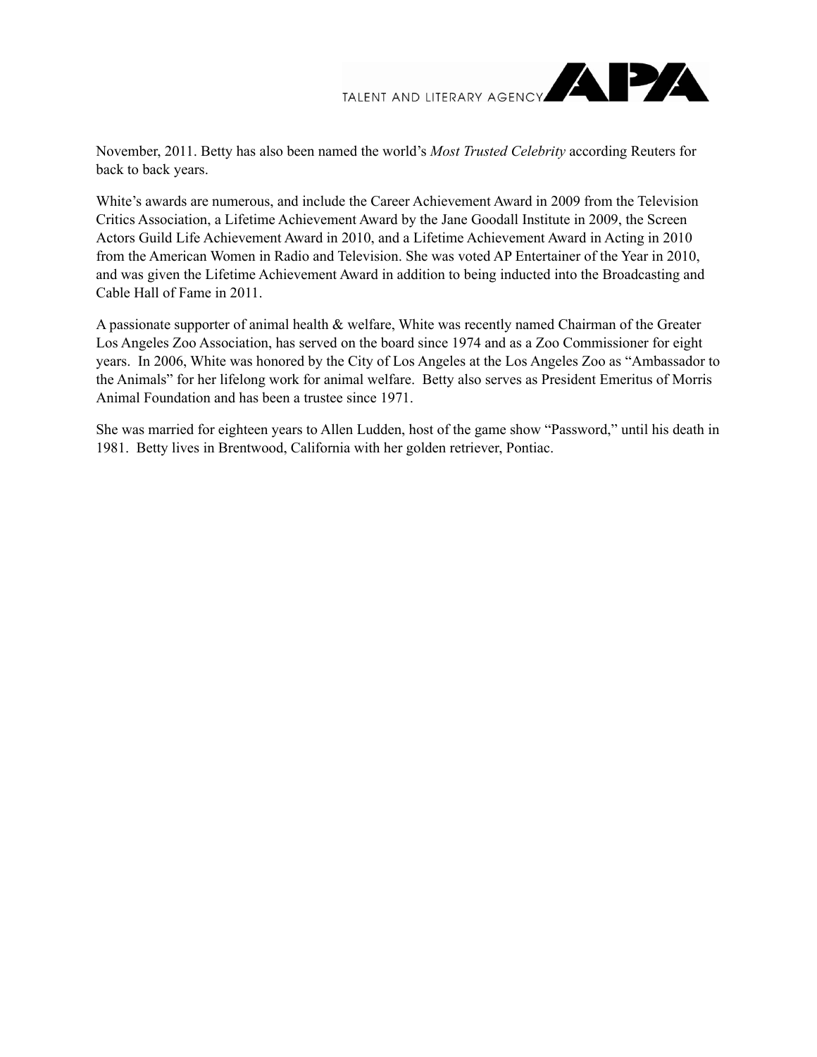November, 2011. Betty has also been named the world's *Most Trusted Celebrity* according Reuters for back to back years.

White's awards are numerous, and include the Career Achievement Award in 2009 from the Television Critics Association, a Lifetime Achievement Award by the Jane Goodall Institute in 2009, the Screen Actors Guild Life Achievement Award in 2010, and a Lifetime Achievement Award in Acting in 2010 from the American Women in Radio and Television. She was voted AP Entertainer of the Year in 2010, and was given the Lifetime Achievement Award in addition to being inducted into the Broadcasting and Cable Hall of Fame in 2011.

A passionate supporter of animal health & welfare, White was recently named Chairman of the Greater Los Angeles Zoo Association, has served on the board since 1974 and as a Zoo Commissioner for eight years. In 2006, White was honored by the City of Los Angeles at the Los Angeles Zoo as "Ambassador to the Animals" for her lifelong work for animal welfare. Betty also serves as President Emeritus of Morris Animal Foundation and has been a trustee since 1971.

She was married for eighteen years to Allen Ludden, host of the game show "Password," until his death in 1981. Betty lives in Brentwood, California with her golden retriever, Pontiac.